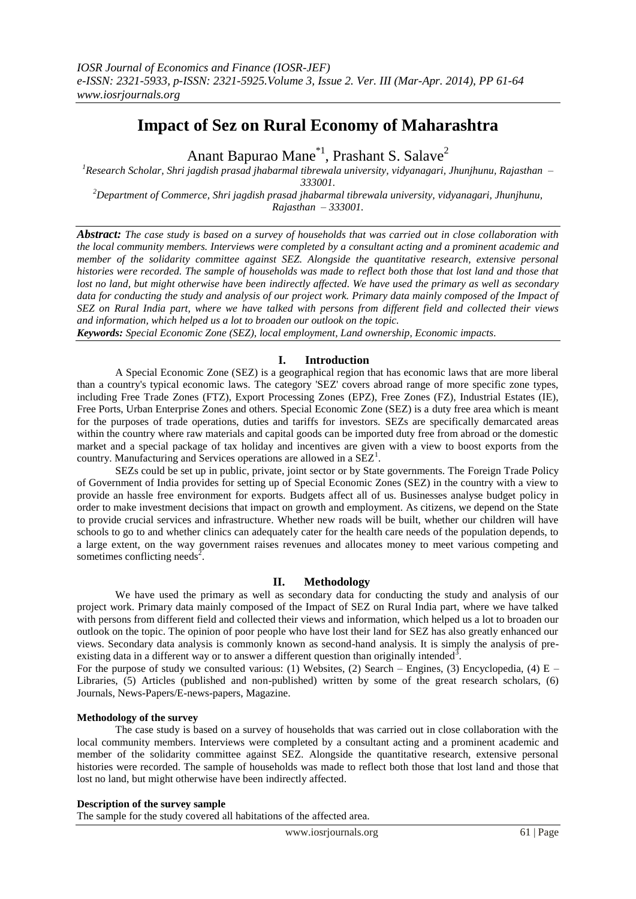# Impact of Sez on Rural Economy of Maharashtra

Anant Bapurao Mane[*1], Prashant S. Salave[2]

[1]Research Scholar, Shri jagdish prasad jhabarmal tibrewala university, vidyanagari, Jhunjhunu, Rajasthan – 333001.

[2]Department of Commerce, Shri jagdish prasad jhabarmal tibrewala university, vidyanagari, Jhunjhunu, Rajasthan – 333001.

***Abstract:*** *The case study is based on a survey of households that was carried out in close collaboration with the local community members. Interviews were completed by a consultant acting and a prominent academic and member of the solidarity committee against SEZ. Alongside the quantitative research, extensive personal histories were recorded. The sample of households was made to reflect both those that lost land and those that lost no land, but might otherwise have been indirectly affected. We have used the primary as well as secondary data for conducting the study and analysis of our project work. Primary data mainly composed of the Impact of SEZ on Rural India part, where we have talked with persons from different field and collected their views and information, which helped us a lot to broaden our outlook on the topic.*

***Keywords:*** *Special Economic Zone (SEZ), local employment, Land ownership, Economic impacts.*

## I. Introduction

A Special Economic Zone (SEZ) is a geographical region that has economic laws that are more liberal than a country's typical economic laws. The category 'SEZ' covers abroad range of more specific zone types, including Free Trade Zones (FTZ), Export Processing Zones (EPZ), Free Zones (FZ), Industrial Estates (IE), Free Ports, Urban Enterprise Zones and others. Special Economic Zone (SEZ) is a duty free area which is meant for the purposes of trade operations, duties and tariffs for investors. SEZs are specifically demarcated areas within the country where raw materials and capital goods can be imported duty free from abroad or the domestic market and a special package of tax holiday and incentives are given with a view to boost exports from the country. Manufacturing and Services operations are allowed in a SEZ[1].

SEZs could be set up in public, private, joint sector or by State governments. The Foreign Trade Policy of Government of India provides for setting up of Special Economic Zones (SEZ) in the country with a view to provide an hassle free environment for exports. Budgets affect all of us. Businesses analyse budget policy in order to make investment decisions that impact on growth and employment. As citizens, we depend on the State to provide crucial services and infrastructure. Whether new roads will be built, whether our children will have schools to go to and whether clinics can adequately cater for the health care needs of the population depends, to a large extent, on the way government raises revenues and allocates money to meet various competing and sometimes conflicting needs[2].

## II. Methodology

We have used the primary as well as secondary data for conducting the study and analysis of our project work. Primary data mainly composed of the Impact of SEZ on Rural India part, where we have talked with persons from different field and collected their views and information, which helped us a lot to broaden our outlook on the topic. The opinion of poor people who have lost their land for SEZ has also greatly enhanced our views. Secondary data analysis is commonly known as second-hand analysis. It is simply the analysis of pre-existing data in a different way or to answer a different question than originally intended[3].

For the purpose of study we consulted various: (1) Websites, (2) Search – Engines, (3) Encyclopedia, (4) E – Libraries, (5) Articles (published and non-published) written by some of the great research scholars, (6) Journals, News-Papers/E-news-papers, Magazine.

### Methodology of the survey

The case study is based on a survey of households that was carried out in close collaboration with the local community members. Interviews were completed by a consultant acting and a prominent academic and member of the solidarity committee against SEZ. Alongside the quantitative research, extensive personal histories were recorded. The sample of households was made to reflect both those that lost land and those that lost no land, but might otherwise have been indirectly affected.

### Description of the survey sample

The sample for the study covered all habitations of the affected area.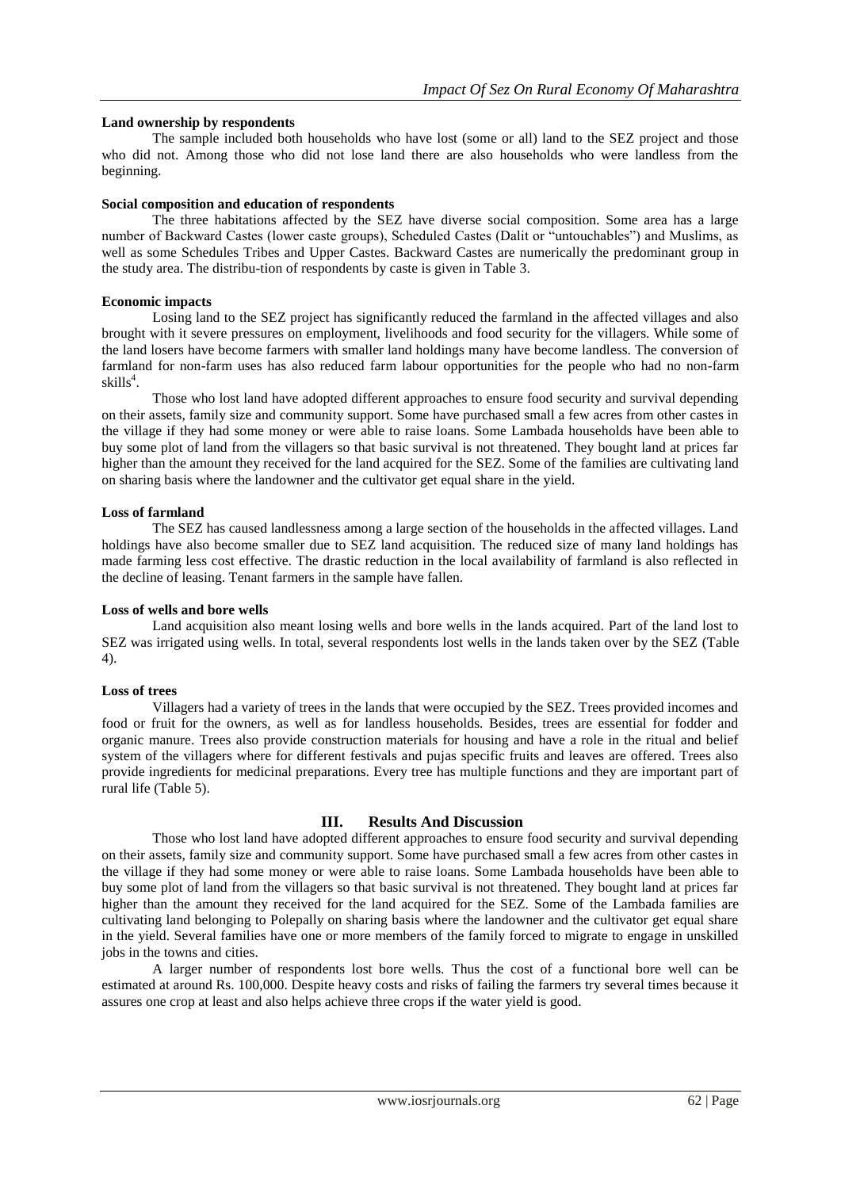**Land ownership by respondents**

The sample included both households who have lost (some or all) land to the SEZ project and those who did not. Among those who did not lose land there are also households who were landless from the beginning.

**Social composition and education of respondents**

The three habitations affected by the SEZ have diverse social composition. Some area has a large number of Backward Castes (lower caste groups), Scheduled Castes (Dalit or "untouchables") and Muslims, as well as some Schedules Tribes and Upper Castes. Backward Castes are numerically the predominant group in the study area. The distribu-tion of respondents by caste is given in Table 3.

**Economic impacts**

Losing land to the SEZ project has significantly reduced the farmland in the affected villages and also brought with it severe pressures on employment, livelihoods and food security for the villagers. While some of the land losers have become farmers with smaller land holdings many have become landless. The conversion of farmland for non-farm uses has also reduced farm labour opportunities for the people who had no non-farm skills[4].

Those who lost land have adopted different approaches to ensure food security and survival depending on their assets, family size and community support. Some have purchased small a few acres from other castes in the village if they had some money or were able to raise loans. Some Lambada households have been able to buy some plot of land from the villagers so that basic survival is not threatened. They bought land at prices far higher than the amount they received for the land acquired for the SEZ. Some of the families are cultivating land on sharing basis where the landowner and the cultivator get equal share in the yield.

**Loss of farmland**

The SEZ has caused landlessness among a large section of the households in the affected villages. Land holdings have also become smaller due to SEZ land acquisition. The reduced size of many land holdings has made farming less cost effective. The drastic reduction in the local availability of farmland is also reflected in the decline of leasing. Tenant farmers in the sample have fallen.

**Loss of wells and bore wells**

Land acquisition also meant losing wells and bore wells in the lands acquired. Part of the land lost to SEZ was irrigated using wells. In total, several respondents lost wells in the lands taken over by the SEZ (Table 4).

**Loss of trees**

Villagers had a variety of trees in the lands that were occupied by the SEZ. Trees provided incomes and food or fruit for the owners, as well as for landless households. Besides, trees are essential for fodder and organic manure. Trees also provide construction materials for housing and have a role in the ritual and belief system of the villagers where for different festivals and pujas specific fruits and leaves are offered. Trees also provide ingredients for medicinal preparations. Every tree has multiple functions and they are important part of rural life (Table 5).

## III. Results And Discussion

Those who lost land have adopted different approaches to ensure food security and survival depending on their assets, family size and community support. Some have purchased small a few acres from other castes in the village if they had some money or were able to raise loans. Some Lambada households have been able to buy some plot of land from the villagers so that basic survival is not threatened. They bought land at prices far higher than the amount they received for the land acquired for the SEZ. Some of the Lambada families are cultivating land belonging to Polepally on sharing basis where the landowner and the cultivator get equal share in the yield. Several families have one or more members of the family forced to migrate to engage in unskilled jobs in the towns and cities.

A larger number of respondents lost bore wells. Thus the cost of a functional bore well can be estimated at around Rs. 100,000. Despite heavy costs and risks of failing the farmers try several times because it assures one crop at least and also helps achieve three crops if the water yield is good.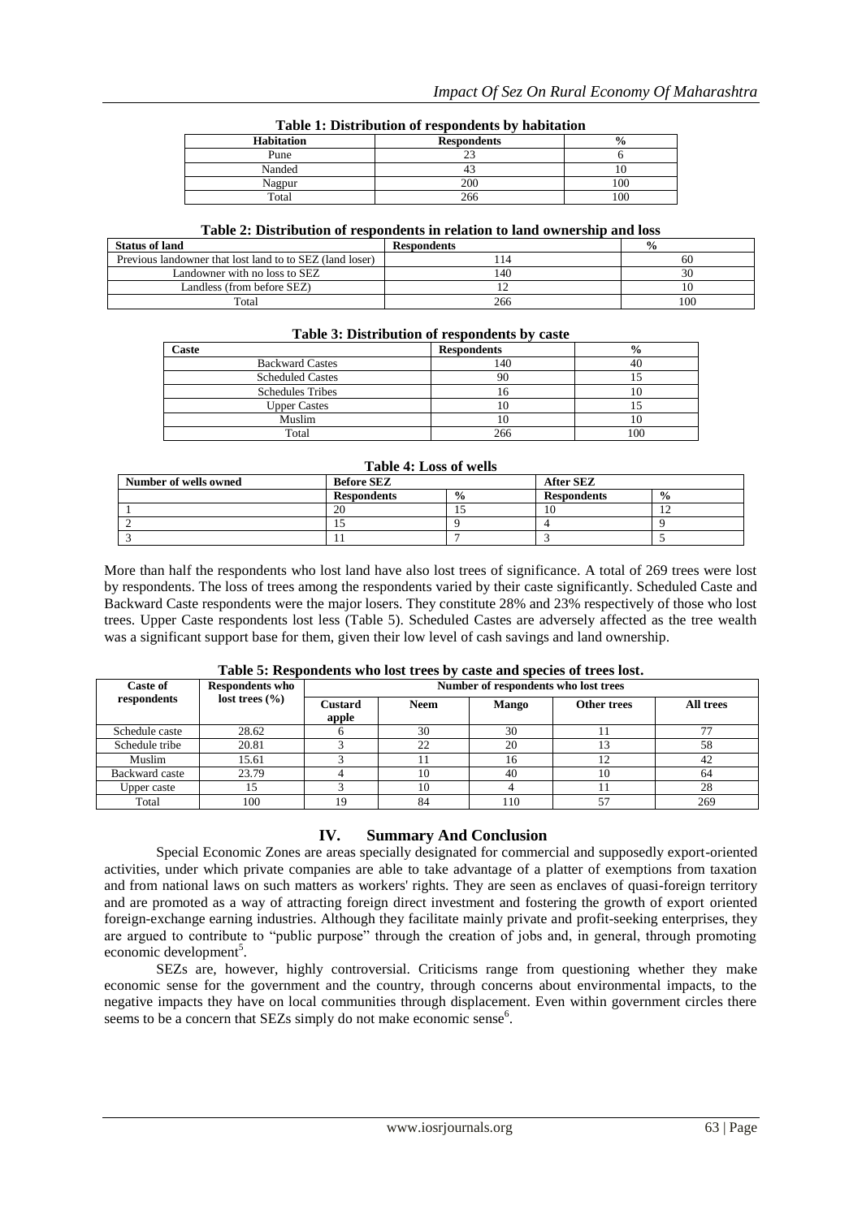**Table 1: Distribution of respondents by habitation**

| Habitation | Respondents | % |
|---|---|---|
| Pune | 23 | 6 |
| Nanded | 43 | 10 |
| Nagpur | 200 | 100 |
| Total | 266 | 100 |

**Table 2: Distribution of respondents in relation to land ownership and loss**

| Status of land | Respondents | % |
|---|---|---|
| Previous landowner that lost land to to SEZ (land loser) | 114 | 60 |
| Landowner with no loss to SEZ | 140 | 30 |
| Landless (from before SEZ) | 12 | 10 |
| Total | 266 | 100 |

**Table 3: Distribution of respondents by caste**

| Caste | Respondents | % |
|---|---|---|
| Backward Castes | 140 | 40 |
| Scheduled Castes | 90 | 15 |
| Schedules Tribes | 16 | 10 |
| Upper Castes | 10 | 15 |
| Muslim | 10 | 10 |
| Total | 266 | 100 |

**Table 4: Loss of wells**

| Number of wells owned | Before SEZ | | After SEZ | |
|---|---|---|---|---|
| | Respondents | % | Respondents | % |
| 1 | 20 | 15 | 10 | 12 |
| 2 | 15 | 9 | 4 | 9 |
| 3 | 11 | 7 | 3 | 5 |

More than half the respondents who lost land have also lost trees of significance. A total of 269 trees were lost by respondents. The loss of trees among the respondents varied by their caste significantly. Scheduled Caste and Backward Caste respondents were the major losers. They constitute 28% and 23% respectively of those who lost trees. Upper Caste respondents lost less (Table 5). Scheduled Castes are adversely affected as the tree wealth was a significant support base for them, given their low level of cash savings and land ownership.

**Table 5: Respondents who lost trees by caste and species of trees lost.**

| Caste of respondents | Respondents who lost trees (%) | Number of respondents who lost trees | | | | |
|---|---|---|---|---|---|---|
| | | Custard apple | Neem | Mango | Other trees | All trees |
| Schedule caste | 28.62 | 6 | 30 | 30 | 11 | 77 |
| Schedule tribe | 20.81 | 3 | 22 | 20 | 13 | 58 |
| Muslim | 15.61 | 3 | 11 | 16 | 12 | 42 |
| Backward caste | 23.79 | 4 | 10 | 40 | 10 | 64 |
| Upper caste | 15 | 3 | 10 | 4 | 11 | 28 |
| Total | 100 | 19 | 84 | 110 | 57 | 269 |

## IV. Summary And Conclusion

Special Economic Zones are areas specially designated for commercial and supposedly export-oriented activities, under which private companies are able to take advantage of a platter of exemptions from taxation and from national laws on such matters as workers' rights. They are seen as enclaves of quasi-foreign territory and are promoted as a way of attracting foreign direct investment and fostering the growth of export oriented foreign-exchange earning industries. Although they facilitate mainly private and profit-seeking enterprises, they are argued to contribute to "public purpose" through the creation of jobs and, in general, through promoting economic development[5].

SEZs are, however, highly controversial. Criticisms range from questioning whether they make economic sense for the government and the country, through concerns about environmental impacts, to the negative impacts they have on local communities through displacement. Even within government circles there seems to be a concern that SEZs simply do not make economic sense[6].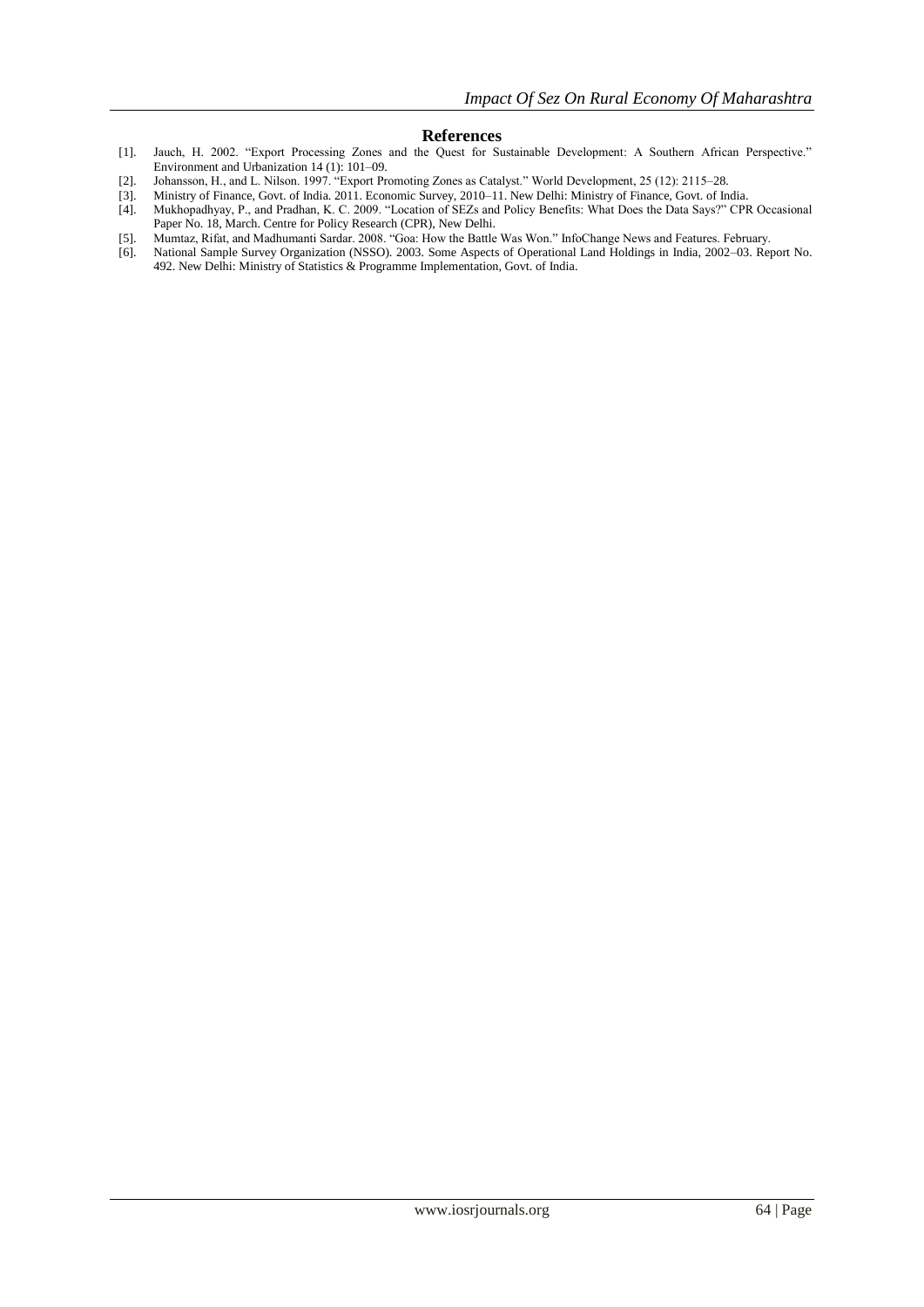## References

[1]. Jauch, H. 2002. "Export Processing Zones and the Quest for Sustainable Development: A Southern African Perspective." Environment and Urbanization 14 (1): 101–09.

[2]. Johansson, H., and L. Nilson. 1997. "Export Promoting Zones as Catalyst." World Development, 25 (12): 2115–28.

[3]. Ministry of Finance, Govt. of India. 2011. Economic Survey, 2010–11. New Delhi: Ministry of Finance, Govt. of India.

[4]. Mukhopadhyay, P., and Pradhan, K. C. 2009. "Location of SEZs and Policy Benefits: What Does the Data Says?" CPR Occasional Paper No. 18, March. Centre for Policy Research (CPR), New Delhi.

[5]. Mumtaz, Rifat, and Madhumanti Sardar. 2008. "Goa: How the Battle Was Won." InfoChange News and Features. February.

[6]. National Sample Survey Organization (NSSO). 2003. Some Aspects of Operational Land Holdings in India, 2002–03. Report No. 492. New Delhi: Ministry of Statistics & Programme Implementation, Govt. of India.